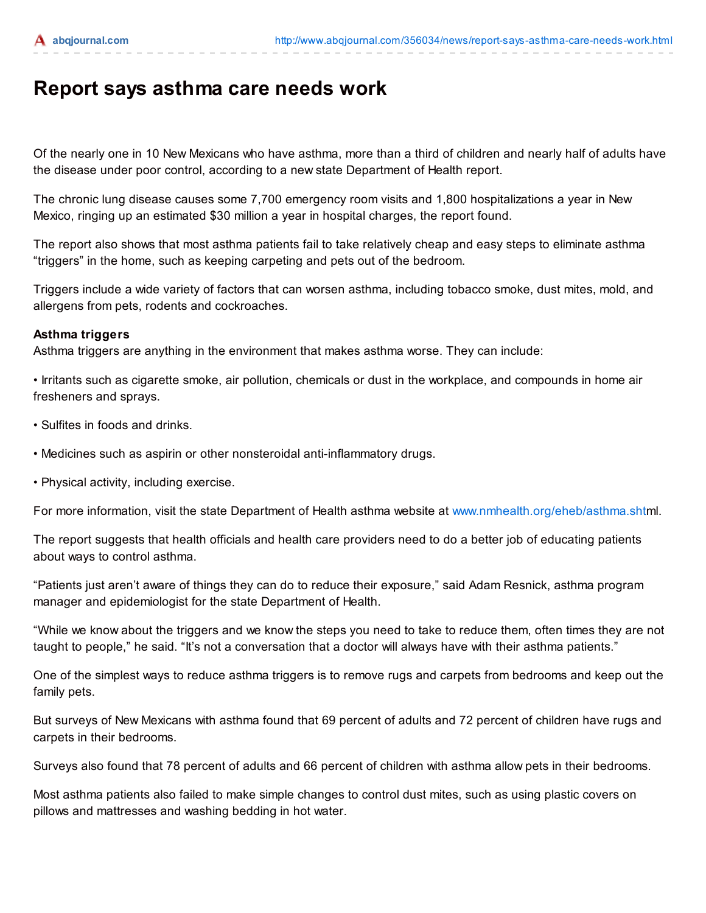# Report says asthma care needs work

Of the nearly one in 10 New Mexicans who have asthma, more than a third of children and nearly half of adults have the disease under poor control, according to a new state Department of Health report.

The chronic lung disease causes some 7,700 emergency room visits and 1,800 hospitalizations a year in New Mexico, ringing up an estimated $30 million a year in hospital charges, the report found.

The report also shows that most asthma patients fail to take relatively cheap and easy steps to eliminate asthma "triggers" in the home, such as keeping carpeting and pets out of the bedroom.

Triggers include a wide variety of factors that can worsen asthma, including tobacco smoke, dust mites, mold, and allergens from pets, rodents and cockroaches.

**Asthma triggers**
Asthma triggers are anything in the environment that makes asthma worse. They can include:

- Irritants such as cigarette smoke, air pollution, chemicals or dust in the workplace, and compounds in home air fresheners and sprays.
- Sulfites in foods and drinks.
- Medicines such as aspirin or other nonsteroidal anti-inflammatory drugs.
- Physical activity, including exercise.

For more information, visit the state Department of Health asthma website at www.nmhealth.org/eheb/asthma.shtml.

The report suggests that health officials and health care providers need to do a better job of educating patients about ways to control asthma.

"Patients just aren't aware of things they can do to reduce their exposure," said Adam Resnick, asthma program manager and epidemiologist for the state Department of Health.

"While we know about the triggers and we know the steps you need to take to reduce them, often times they are not taught to people," he said. "It's not a conversation that a doctor will always have with their asthma patients."

One of the simplest ways to reduce asthma triggers is to remove rugs and carpets from bedrooms and keep out the family pets.

But surveys of New Mexicans with asthma found that 69 percent of adults and 72 percent of children have rugs and carpets in their bedrooms.

Surveys also found that 78 percent of adults and 66 percent of children with asthma allow pets in their bedrooms.

Most asthma patients also failed to make simple changes to control dust mites, such as using plastic covers on pillows and mattresses and washing bedding in hot water.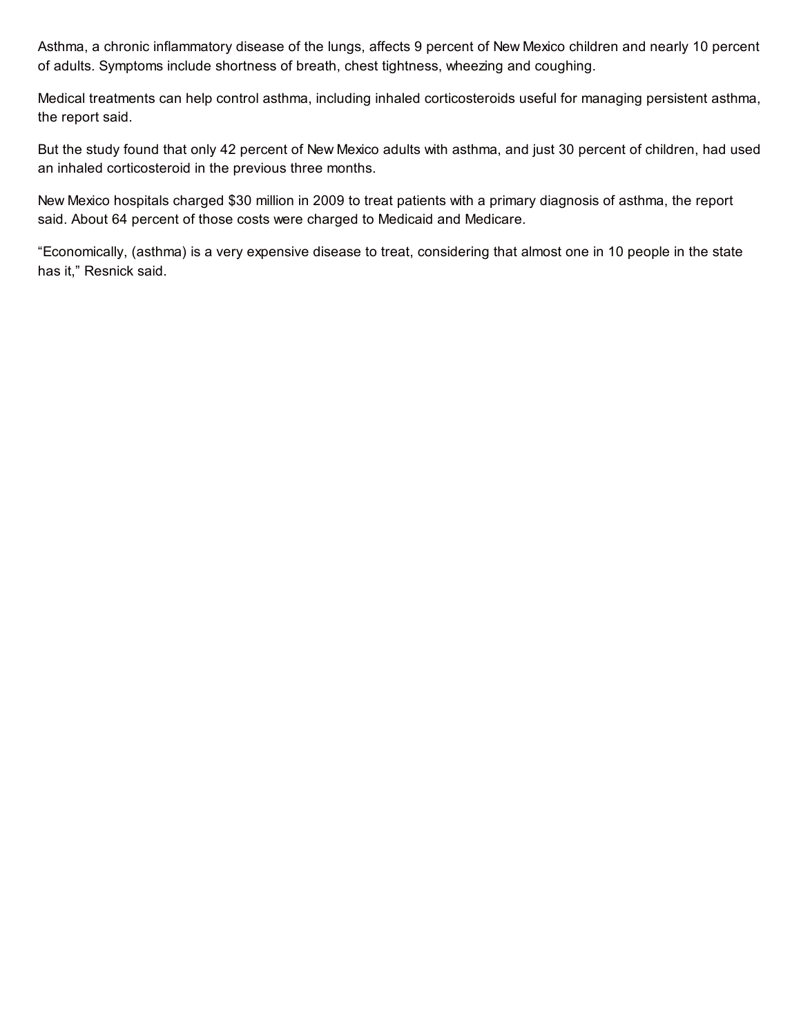Asthma, a chronic inflammatory disease of the lungs, affects 9 percent of New Mexico children and nearly 10 percent of adults. Symptoms include shortness of breath, chest tightness, wheezing and coughing.

Medical treatments can help control asthma, including inhaled corticosteroids useful for managing persistent asthma, the report said.

But the study found that only 42 percent of New Mexico adults with asthma, and just 30 percent of children, had used an inhaled corticosteroid in the previous three months.

New Mexico hospitals charged $30 million in 2009 to treat patients with a primary diagnosis of asthma, the report said. About 64 percent of those costs were charged to Medicaid and Medicare.

“Economically, (asthma) is a very expensive disease to treat, considering that almost one in 10 people in the state has it,” Resnick said.